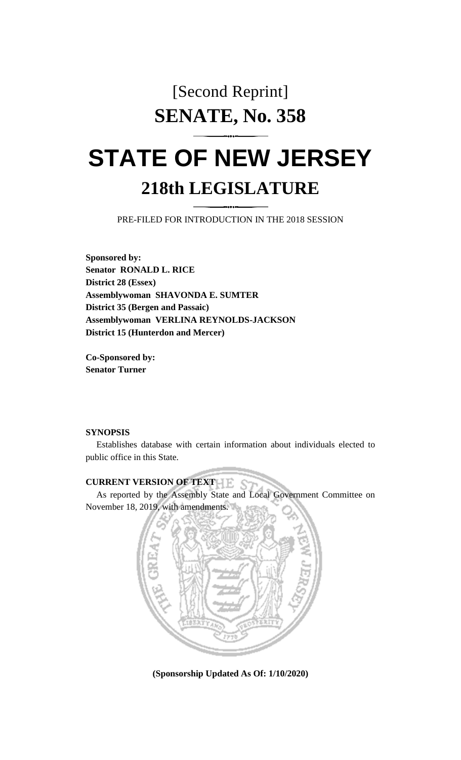# [Second Reprint]

# SENATE, No. 358

# STATE OF NEW JERSEY

## 218th LEGISLATURE

PRE-FILED FOR INTRODUCTION IN THE 2018 SESSION

**Sponsored by:**
**Senator RONALD L. RICE**
**District 28 (Essex)**
**Assemblywoman SHAVONDA E. SUMTER**
**District 35 (Bergen and Passaic)**
**Assemblywoman VERLINA REYNOLDS-JACKSON**
**District 15 (Hunterdon and Mercer)**

**Co-Sponsored by:**
**Senator Turner**

**SYNOPSIS**

Establishes database with certain information about individuals elected to public office in this State.

**CURRENT VERSION OF TEXT**

As reported by the Assembly State and Local Government Committee on November 18, 2019, with amendments.

**(Sponsorship Updated As Of: 1/10/2020)**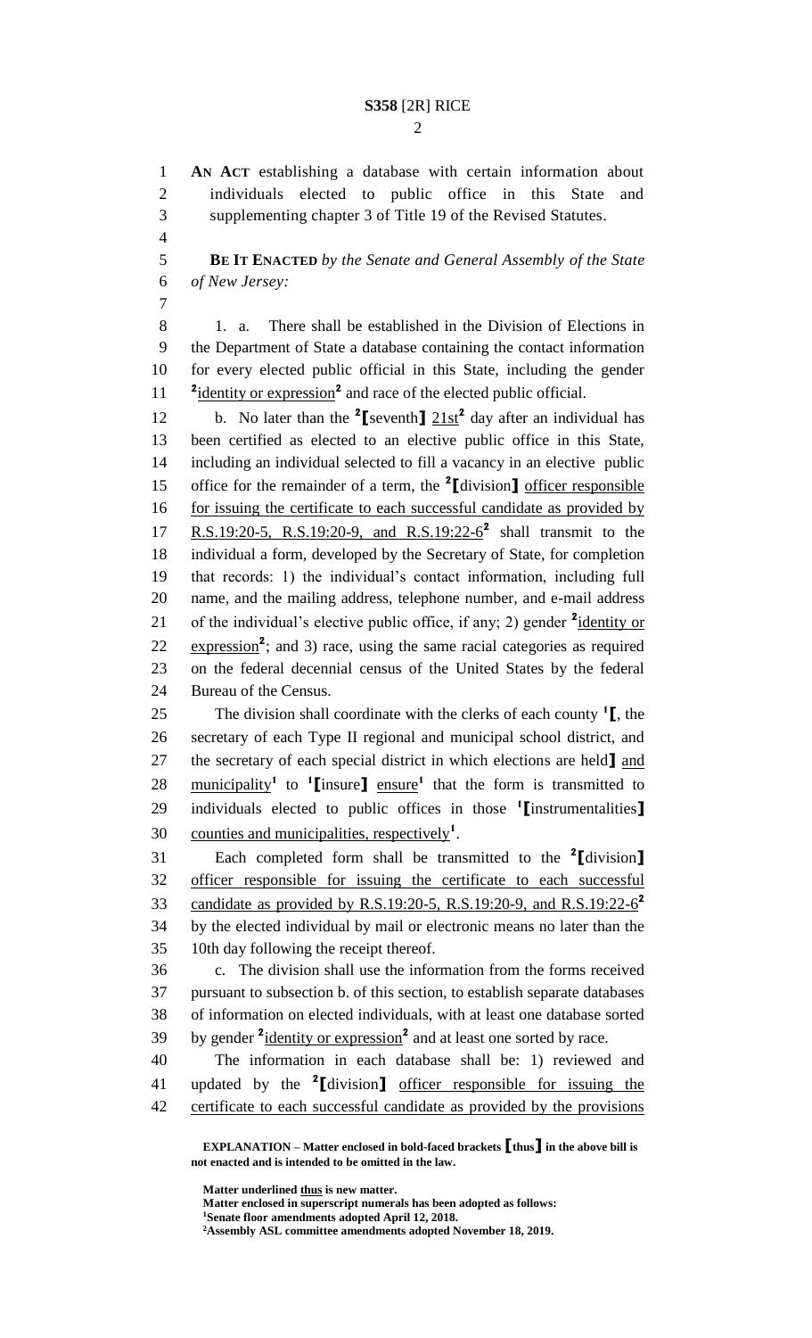**AN ACT** establishing a database with certain information about individuals elected to public office in this State and supplementing chapter 3 of Title 19 of the Revised Statutes.

**BE IT ENACTED** *by the Senate and General Assembly of the State of New Jersey:*

1. a. There shall be established in the Division of Elections in the Department of State a database containing the contact information for every elected public official in this State, including the gender [2]identity or expression[2] and race of the elected public official.

b. No later than the [2]**[**seventh**]** 21st[2] day after an individual has been certified as elected to an elective public office in this State, including an individual selected to fill a vacancy in an elective public office for the remainder of a term, the [2]**[**division**]** officer responsible for issuing the certificate to each successful candidate as provided by R.S.19:20-5, R.S.19:20-9, and R.S.19:22-6[2] shall transmit to the individual a form, developed by the Secretary of State, for completion that records: 1) the individual's contact information, including full name, and the mailing address, telephone number, and e-mail address of the individual's elective public office, if any; 2) gender [2]identity or expression[2]; and 3) race, using the same racial categories as required on the federal decennial census of the United States by the federal Bureau of the Census.

The division shall coordinate with the clerks of each county [1]**[**, the secretary of each Type II regional and municipal school district, and the secretary of each special district in which elections are held**]** and municipality[1] to [1]**[**insure**]** ensure[1] that the form is transmitted to individuals elected to public offices in those [1]**[**instrumentalities**]** counties and municipalities, respectively[1].

Each completed form shall be transmitted to the [2]**[**division**]** officer responsible for issuing the certificate to each successful candidate as provided by R.S.19:20-5, R.S.19:20-9, and R.S.19:22-6[2] by the elected individual by mail or electronic means no later than the 10th day following the receipt thereof.

c. The division shall use the information from the forms received pursuant to subsection b. of this section, to establish separate databases of information on elected individuals, with at least one database sorted by gender [2]identity or expression[2] and at least one sorted by race.

The information in each database shall be: 1) reviewed and updated by the [2]**[**division**]** officer responsible for issuing the certificate to each successful candidate as provided by the provisions

**EXPLANATION – Matter enclosed in bold-faced brackets [thus] in the above bill is not enacted and is intended to be omitted in the law.**

**Matter underlined thus is new matter.**
**Matter enclosed in superscript numerals has been adopted as follows:**
**[1]Senate floor amendments adopted April 12, 2018.**
**[2]Assembly ASL committee amendments adopted November 18, 2019.**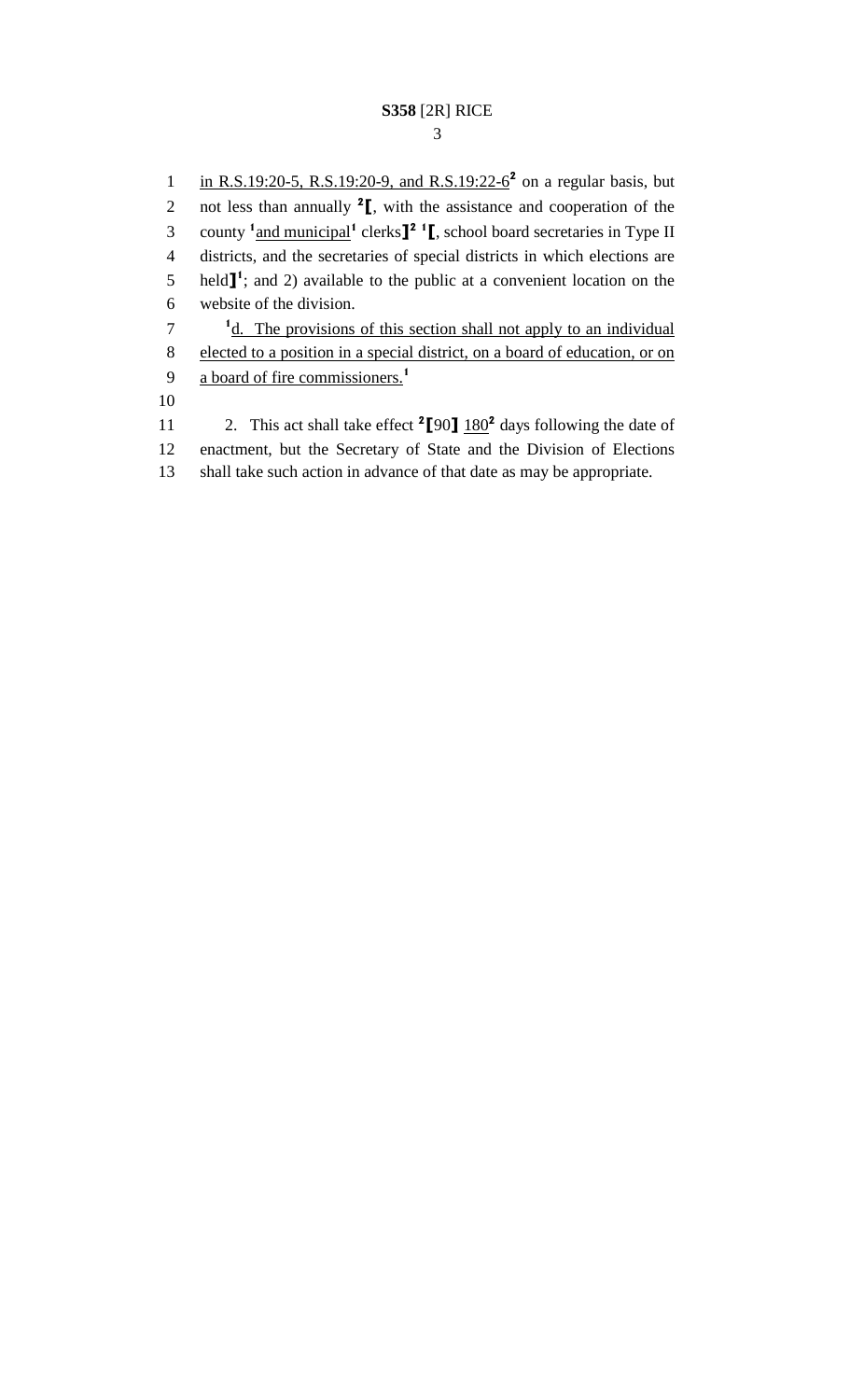in R.S.19:20-5, R.S.19:20-9, and R.S.19:22-6[2] on a regular basis, but not less than annually [2]**[**, with the assistance and cooperation of the county [1]and municipal[1] clerks**]**[2] [1]**[**, school board secretaries in Type II districts, and the secretaries of special districts in which elections are held**]**[1]; and 2) available to the public at a convenient location on the website of the division.

[1]d. The provisions of this section shall not apply to an individual elected to a position in a special district, on a board of education, or on a board of fire commissioners.[1]

2. This act shall take effect [2]**[**90**]** 180[2] days following the date of enactment, but the Secretary of State and the Division of Elections shall take such action in advance of that date as may be appropriate.